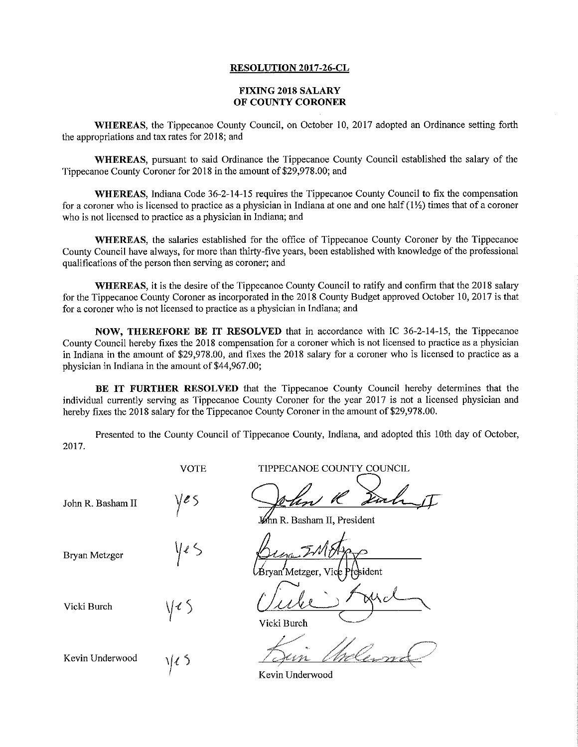**RESOLUTION 2017-26-CL**

**FIXING 2018 SALARY OF COUNTY CORONER**

**WHEREAS**, the Tippecanoe County Council, on October 10, 2017 adopted an Ordinance setting forth the appropriations and tax rates for 2018; and

**WHEREAS**, pursuant to said Ordinance the Tippecanoe County Council established the salary of the Tippecanoe County Coroner for 2018 in the amount of $29,978.00; and

**WHEREAS**, Indiana Code 36-2-14-15 requires the Tippecanoe County Council to fix the compensation for a coroner who is licensed to practice as a physician in Indiana at one and one half (1½) times that of a coroner who is not licensed to practice as a physician in Indiana; and

**WHEREAS**, the salaries established for the office of Tippecanoe County Coroner by the Tippecanoe County Council have always, for more than thirty-five years, been established with knowledge of the professional qualifications of the person then serving as coroner; and

**WHEREAS**, it is the desire of the Tippecanoe County Council to ratify and confirm that the 2018 salary for the Tippecanoe County Coroner as incorporated in the 2018 County Budget approved October 10, 2017 is that for a coroner who is not licensed to practice as a physician in Indiana; and

**NOW, THEREFORE BE IT RESOLVED** that in accordance with IC 36-2-14-15, the Tippecanoe County Council hereby fixes the 2018 compensation for a coroner which is not licensed to practice as a physician in Indiana in the amount of $29,978.00, and fixes the 2018 salary for a coroner who is licensed to practice as a physician in Indiana in the amount of $44,967.00;

**BE IT FURTHER RESOLVED** that the Tippecanoe County Council hereby determines that the individual currently serving as Tippecanoe County Coroner for the year 2017 is not a licensed physician and hereby fixes the 2018 salary for the Tippecanoe County Coroner in the amount of $29,978.00.

Presented to the County Council of Tippecanoe County, Indiana, and adopted this 10th day of October, 2017.

| | VOTE | TIPPECANOE COUNTY COUNCIL |
|---|---|---|
| John R. Basham II | yes | John R. Basham II, President |
| Bryan Metzger | yes | Bryan Metzger, Vice President |
| Vicki Burch | yes | Vicki Burch |
| Kevin Underwood | yes | Kevin Underwood |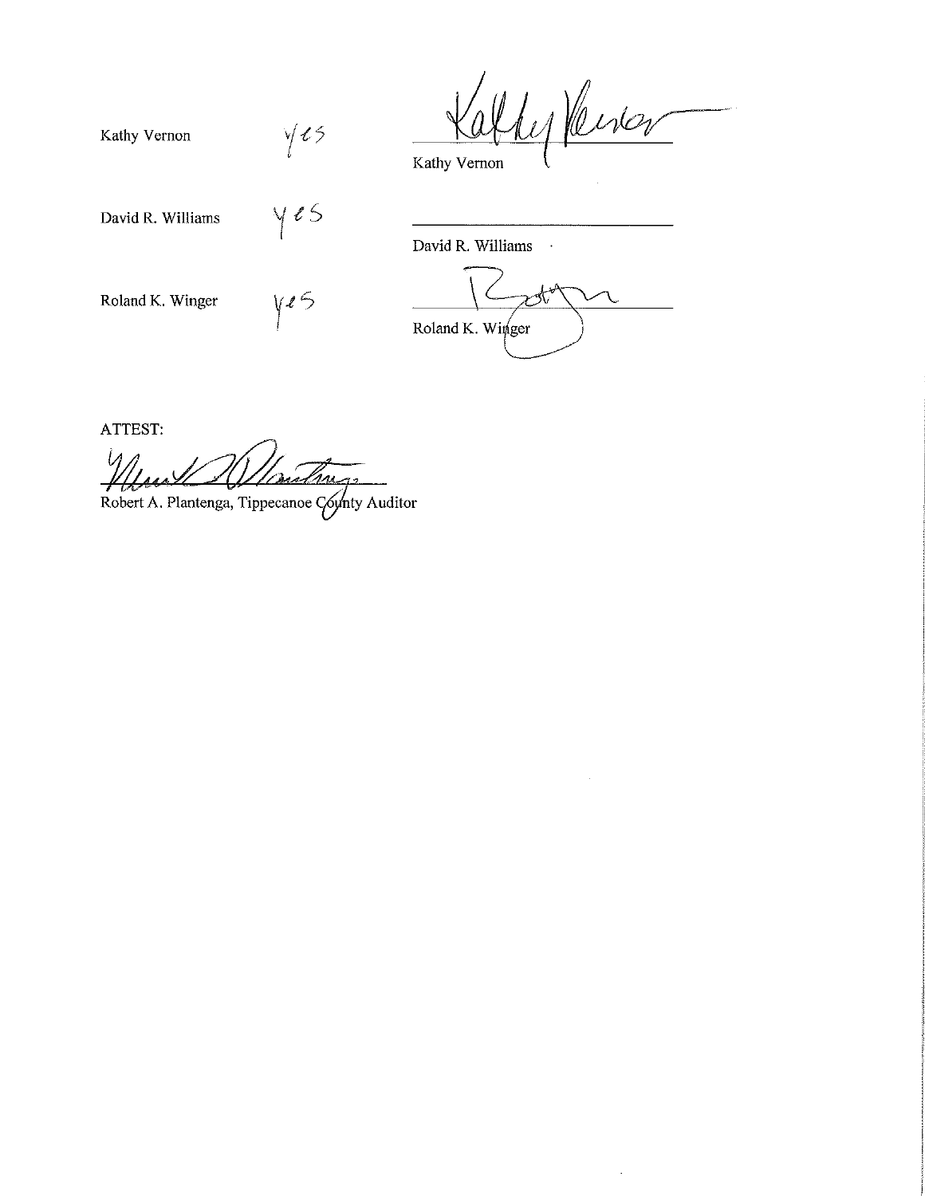| | | |
|---|---|---|
| Kathy Vernon | yes | Kathy Vernon |
| David R. Williams | yes | David R. Williams |
| Roland K. Winger | yes | Roland K. Winger |

ATTEST:

Robert A. Plantenga, Tippecanoe County Auditor